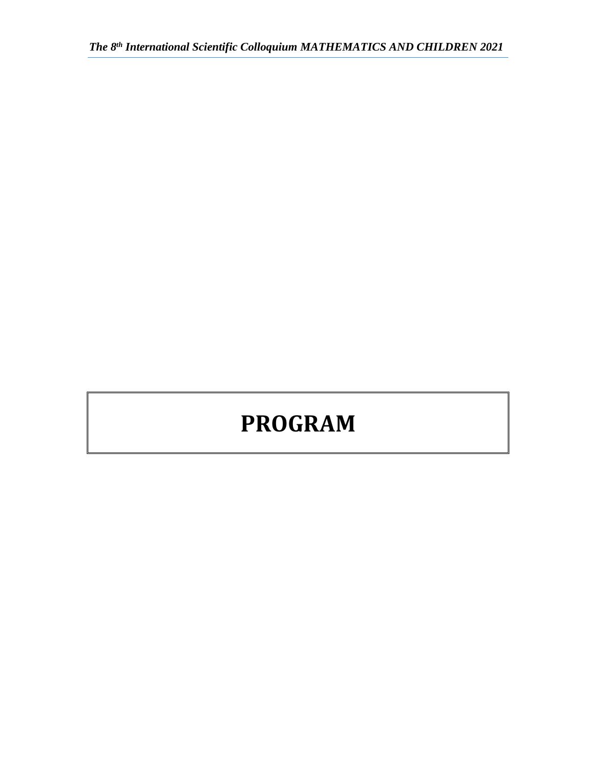# PROGRAM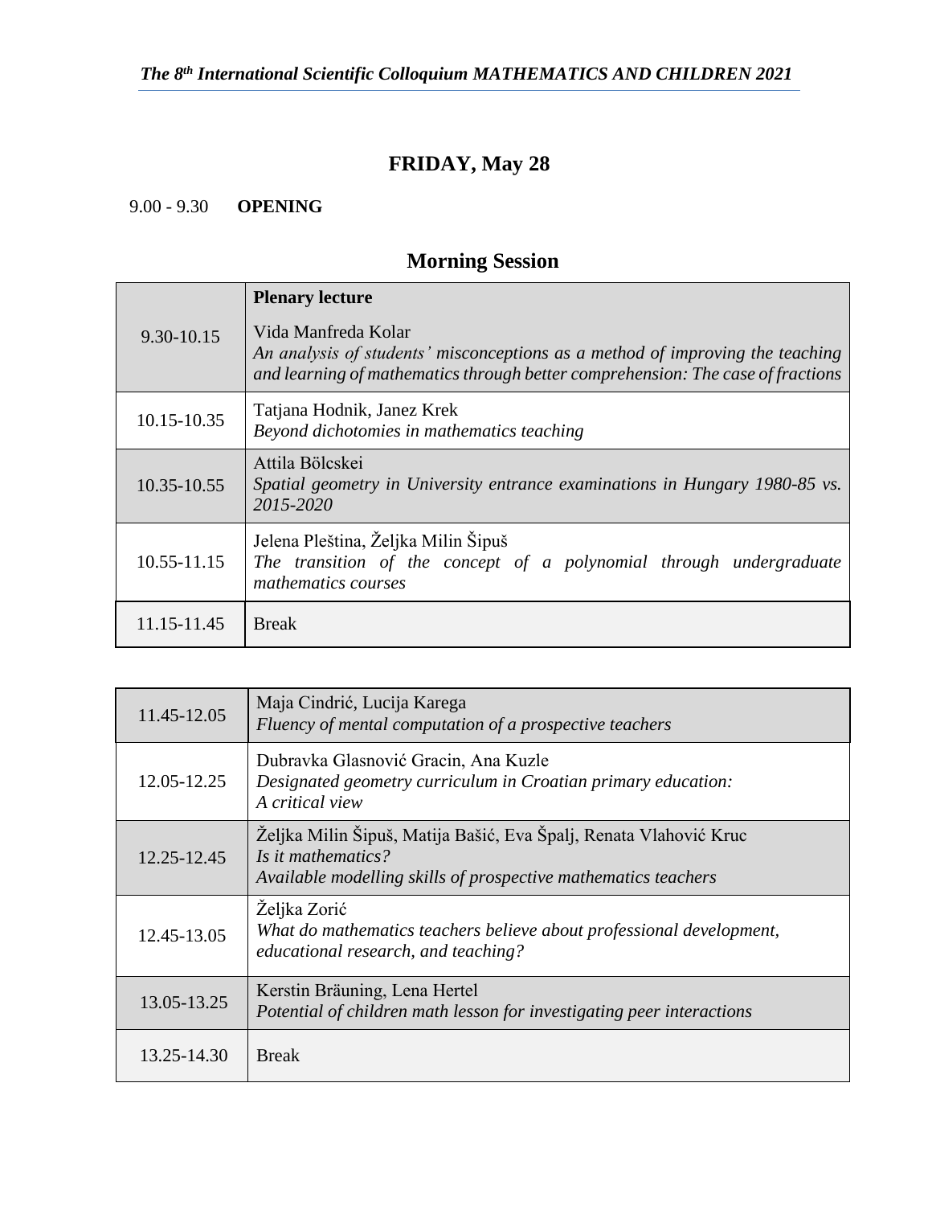## FRIDAY, May 28

9.00 - 9.30 **OPENING**

### Morning Session

| | |
|---|---|
| 9.30-10.15 | **Plenary lecture**<br>Vida Manfreda Kolar<br>*An analysis of students' misconceptions as a method of improving the teaching and learning of mathematics through better comprehension: The case of fractions* |
| 10.15-10.35 | Tatjana Hodnik, Janez Krek<br>*Beyond dichotomies in mathematics teaching* |
| 10.35-10.55 | Attila Bölcskei<br>*Spatial geometry in University entrance examinations in Hungary 1980-85 vs. 2015-2020* |
| 10.55-11.15 | Jelena Pleština, Željka Milin Šipuš<br>*The transition of the concept of a polynomial through undergraduate mathematics courses* |
| 11.15-11.45 | Break |

| | |
|---|---|
| 11.45-12.05 | Maja Cindrić, Lucija Karega<br>*Fluency of mental computation of a prospective teachers* |
| 12.05-12.25 | Dubravka Glasnović Gracin, Ana Kuzle<br>*Designated geometry curriculum in Croatian primary education: A critical view* |
| 12.25-12.45 | Željka Milin Šipuš, Matija Bašić, Eva Špalj, Renata Vlahović Kruc<br>*Is it mathematics?*<br>*Available modelling skills of prospective mathematics teachers* |
| 12.45-13.05 | Željka Zorić<br>*What do mathematics teachers believe about professional development, educational research, and teaching?* |
| 13.05-13.25 | Kerstin Bräuning, Lena Hertel<br>*Potential of children math lesson for investigating peer interactions* |
| 13.25-14.30 | Break |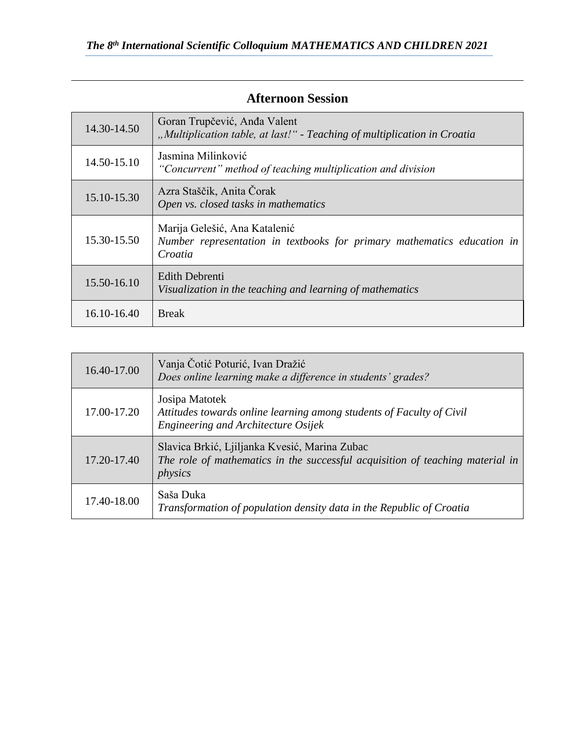## Afternoon Session

| | |
|---|---|
| 14.30-14.50 | Goran Trupčević, Anđa Valent<br>*„Multiplication table, at last!“ - Teaching of multiplication in Croatia* |
| 14.50-15.10 | Jasmina Milinković<br>*“Concurrent” method of teaching multiplication and division* |
| 15.10-15.30 | Azra Staščik, Anita Čorak<br>*Open vs. closed tasks in mathematics* |
| 15.30-15.50 | Marija Gelešić, Ana Katalenić<br>*Number representation in textbooks for primary mathematics education in Croatia* |
| 15.50-16.10 | Edith Debrenti<br>*Visualization in the teaching and learning of mathematics* |
| 16.10-16.40 | Break |

| | |
|---|---|
| 16.40-17.00 | Vanja Čotić Poturić, Ivan Dražić<br>*Does online learning make a difference in students’ grades?* |
| 17.00-17.20 | Josipa Matotek<br>*Attitudes towards online learning among students of Faculty of Civil Engineering and Architecture Osijek* |
| 17.20-17.40 | Slavica Brkić, Ljiljanka Kvesić, Marina Zubac<br>*The role of mathematics in the successful acquisition of teaching material in physics* |
| 17.40-18.00 | Saša Duka<br>*Transformation of population density data in the Republic of Croatia* |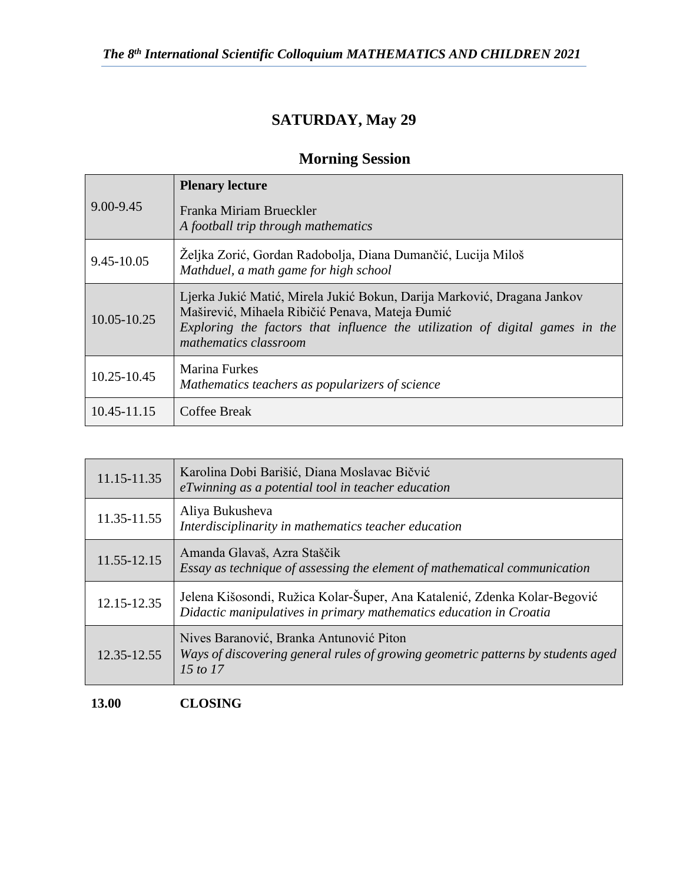## SATURDAY, May 29

### Morning Session

| | |
|---|---|
| 9.00-9.45 | **Plenary lecture**<br>Franka Miriam Brueckler<br>*A football trip through mathematics* |
| 9.45-10.05 | Željka Zorić, Gordan Radobolja, Diana Dumančić, Lucija Miloš<br>*Mathduel, a math game for high school* |
| 10.05-10.25 | Ljerka Jukić Matić, Mirela Jukić Bokun, Darija Marković, Dragana Jankov Maširević, Mihaela Ribičić Penava, Mateja Đumić<br>*Exploring the factors that influence the utilization of digital games in the mathematics classroom* |
| 10.25-10.45 | Marina Furkes<br>*Mathematics teachers as popularizers of science* |
| 10.45-11.15 | Coffee Break |

| | |
|---|---|
| 11.15-11.35 | Karolina Dobi Barišić, Diana Moslavac Bičvić<br>*eTwinning as a potential tool in teacher education* |
| 11.35-11.55 | Aliya Bukusheva<br>*Interdisciplinarity in mathematics teacher education* |
| 11.55-12.15 | Amanda Glavaš, Azra Staščik<br>*Essay as technique of assessing the element of mathematical communication* |
| 12.15-12.35 | Jelena Kišosondi, Ružica Kolar-Šuper, Ana Katalenić, Zdenka Kolar-Begović<br>*Didactic manipulatives in primary mathematics education in Croatia* |
| 12.35-12.55 | Nives Baranović, Branka Antunović Piton<br>*Ways of discovering general rules of growing geometric patterns by students aged 15 to 17* |

**13.00 CLOSING**